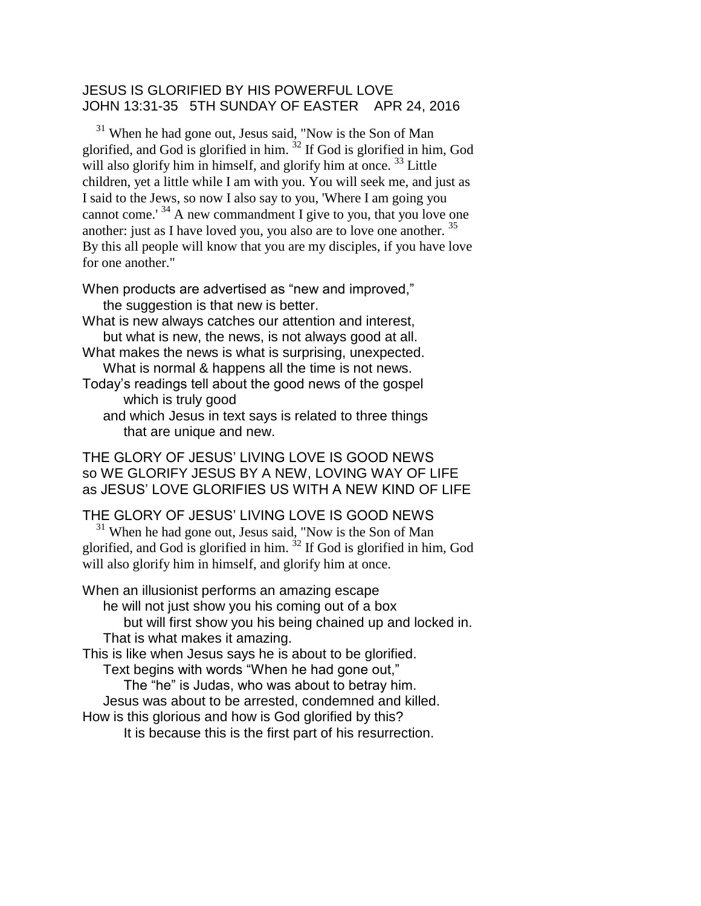# JESUS IS GLORIFIED BY HIS POWERFUL LOVE
## JOHN 13:31-35 5TH SUNDAY OF EASTER APR 24, 2016

[31] When he had gone out, Jesus said, "Now is the Son of Man glorified, and God is glorified in him. [32] If God is glorified in him, God will also glorify him in himself, and glorify him at once. [33] Little children, yet a little while I am with you. You will seek me, and just as I said to the Jews, so now I also say to you, 'Where I am going you cannot come.' [34] A new commandment I give to you, that you love one another: just as I have loved you, you also are to love one another. [35] By this all people will know that you are my disciples, if you have love for one another."

When products are advertised as "new and improved,"
    the suggestion is that new is better.
What is new always catches our attention and interest,
    but what is new, the news, is not always good at all.
What makes the news is what is surprising, unexpected.
    What is normal & happens all the time is not news.
Today's readings tell about the good news of the gospel
        which is truly good
    and which Jesus in text says is related to three things
        that are unique and new.

THE GLORY OF JESUS' LIVING LOVE IS GOOD NEWS
so WE GLORIFY JESUS BY A NEW, LOVING WAY OF LIFE
as JESUS' LOVE GLORIFIES US WITH A NEW KIND OF LIFE

## THE GLORY OF JESUS' LIVING LOVE IS GOOD NEWS

[31] When he had gone out, Jesus said, "Now is the Son of Man glorified, and God is glorified in him. [32] If God is glorified in him, God will also glorify him in himself, and glorify him at once.

When an illusionist performs an amazing escape
    he will not just show you his coming out of a box
        but will first show you his being chained up and locked in.
    That is what makes it amazing.
This is like when Jesus says he is about to be glorified.
    Text begins with words "When he had gone out,"
        The "he" is Judas, who was about to betray him.
    Jesus was about to be arrested, condemned and killed.
How is this glorious and how is God glorified by this?
        It is because this is the first part of his resurrection.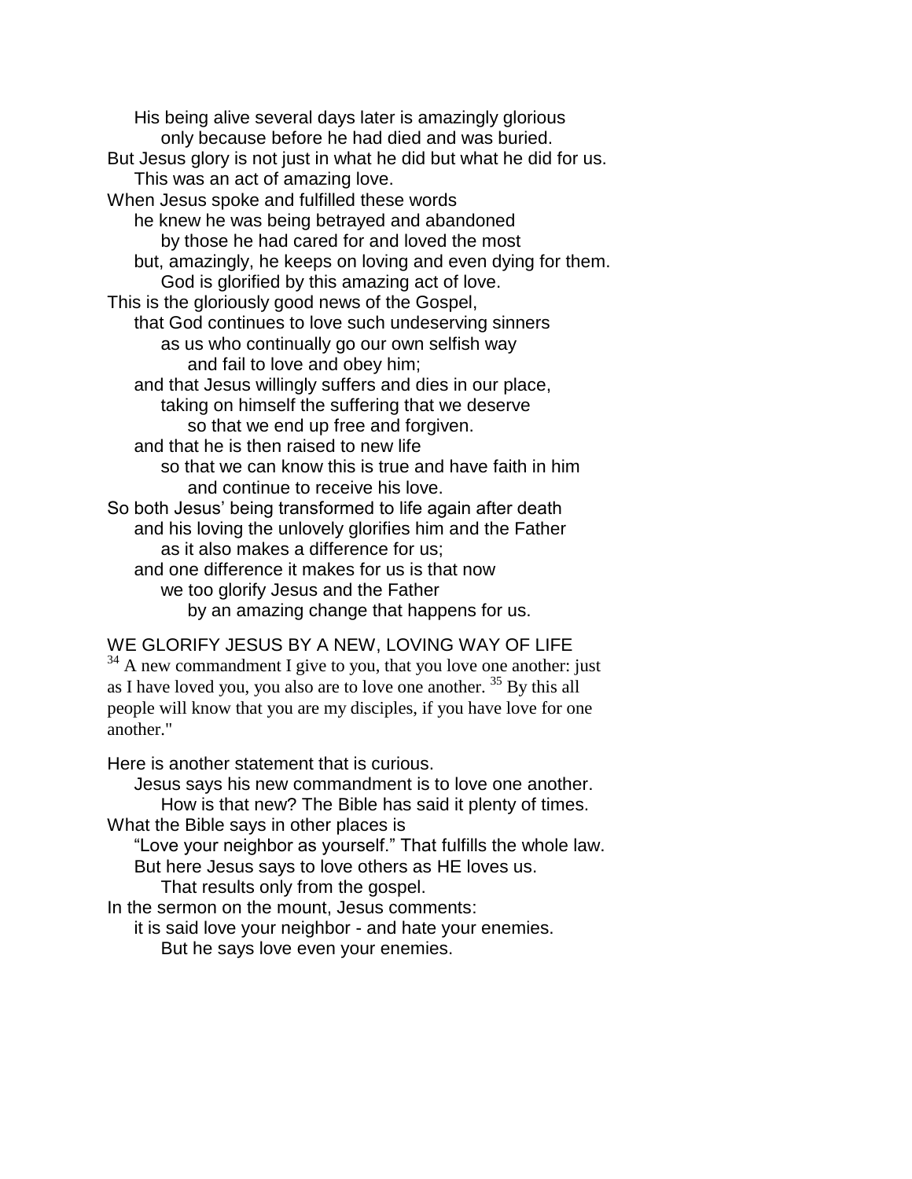His being alive several days later is amazingly glorious
only because before he had died and was buried.
But Jesus glory is not just in what he did but what he did for us.
This was an act of amazing love.
When Jesus spoke and fulfilled these words
he knew he was being betrayed and abandoned
by those he had cared for and loved the most
but, amazingly, he keeps on loving and even dying for them.
God is glorified by this amazing act of love.
This is the gloriously good news of the Gospel,
that God continues to love such undeserving sinners
as us who continually go our own selfish way
and fail to love and obey him;
and that Jesus willingly suffers and dies in our place,
taking on himself the suffering that we deserve
so that we end up free and forgiven.
and that he is then raised to new life
so that we can know this is true and have faith in him
and continue to receive his love.
So both Jesus' being transformed to life again after death
and his loving the unlovely glorifies him and the Father
as it also makes a difference for us;
and one difference it makes for us is that now
we too glorify Jesus and the Father
by an amazing change that happens for us.

WE GLORIFY JESUS BY A NEW, LOVING WAY OF LIFE

[34] A new commandment I give to you, that you love one another: just as I have loved you, you also are to love one another. [35] By this all people will know that you are my disciples, if you have love for one another."

Here is another statement that is curious.
Jesus says his new commandment is to love one another.
How is that new? The Bible has said it plenty of times.
What the Bible says in other places is
"Love your neighbor as yourself." That fulfills the whole law.
But here Jesus says to love others as HE loves us.
That results only from the gospel.
In the sermon on the mount, Jesus comments:
it is said love your neighbor - and hate your enemies.
But he says love even your enemies.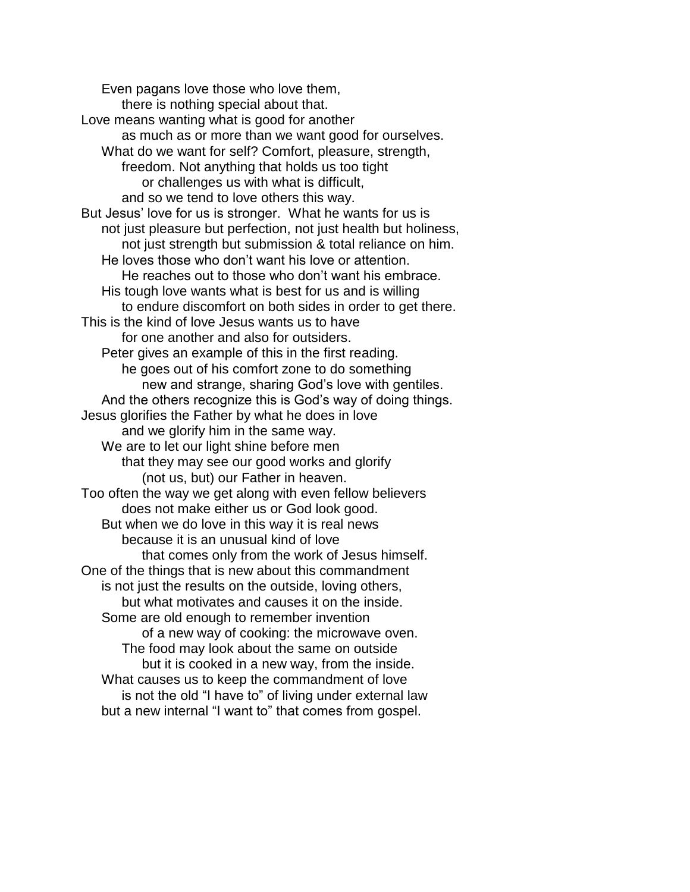Even pagans love those who love them,
there is nothing special about that.
Love means wanting what is good for another
as much as or more than we want good for ourselves.
What do we want for self? Comfort, pleasure, strength,
freedom. Not anything that holds us too tight
or challenges us with what is difficult,
and so we tend to love others this way.
But Jesus' love for us is stronger. What he wants for us is
not just pleasure but perfection, not just health but holiness,
not just strength but submission & total reliance on him.
He loves those who don't want his love or attention.
He reaches out to those who don't want his embrace.
His tough love wants what is best for us and is willing
to endure discomfort on both sides in order to get there.
This is the kind of love Jesus wants us to have
for one another and also for outsiders.
Peter gives an example of this in the first reading.
he goes out of his comfort zone to do something
new and strange, sharing God's love with gentiles.
And the others recognize this is God's way of doing things.
Jesus glorifies the Father by what he does in love
and we glorify him in the same way.
We are to let our light shine before men
that they may see our good works and glorify
(not us, but) our Father in heaven.
Too often the way we get along with even fellow believers
does not make either us or God look good.
But when we do love in this way it is real news
because it is an unusual kind of love
that comes only from the work of Jesus himself.
One of the things that is new about this commandment
is not just the results on the outside, loving others,
but what motivates and causes it on the inside.
Some are old enough to remember invention
of a new way of cooking: the microwave oven.
The food may look about the same on outside
but it is cooked in a new way, from the inside.
What causes us to keep the commandment of love
is not the old "I have to" of living under external law
but a new internal "I want to" that comes from gospel.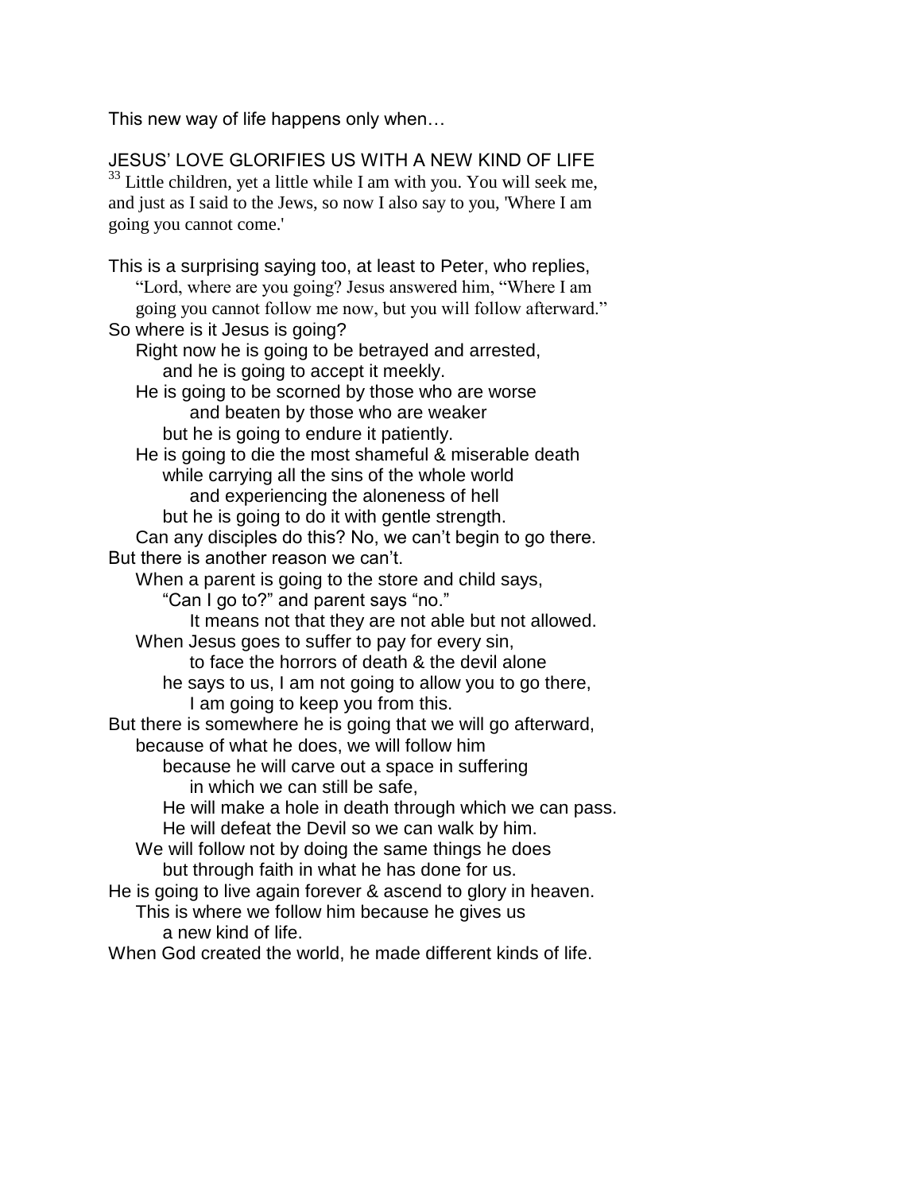This new way of life happens only when…

JESUS' LOVE GLORIFIES US WITH A NEW KIND OF LIFE

[33] Little children, yet a little while I am with you. You will seek me, and just as I said to the Jews, so now I also say to you, 'Where I am going you cannot come.'

This is a surprising saying too, at least to Peter, who replies,
"Lord, where are you going? Jesus answered him, "Where I am going you cannot follow me now, but you will follow afterward."
So where is it Jesus is going?
Right now he is going to be betrayed and arrested,
and he is going to accept it meekly.
He is going to be scorned by those who are worse
and beaten by those who are weaker
but he is going to endure it patiently.
He is going to die the most shameful & miserable death
while carrying all the sins of the whole world
and experiencing the aloneness of hell
but he is going to do it with gentle strength.
Can any disciples do this? No, we can't begin to go there.
But there is another reason we can't.
When a parent is going to the store and child says,
"Can I go to?" and parent says "no."
It means not that they are not able but not allowed.
When Jesus goes to suffer to pay for every sin,
to face the horrors of death & the devil alone
he says to us, I am not going to allow you to go there,
I am going to keep you from this.
But there is somewhere he is going that we will go afterward,
because of what he does, we will follow him
because he will carve out a space in suffering
in which we can still be safe,
He will make a hole in death through which we can pass.
He will defeat the Devil so we can walk by him.
We will follow not by doing the same things he does
but through faith in what he has done for us.
He is going to live again forever & ascend to glory in heaven.
This is where we follow him because he gives us
a new kind of life.
When God created the world, he made different kinds of life.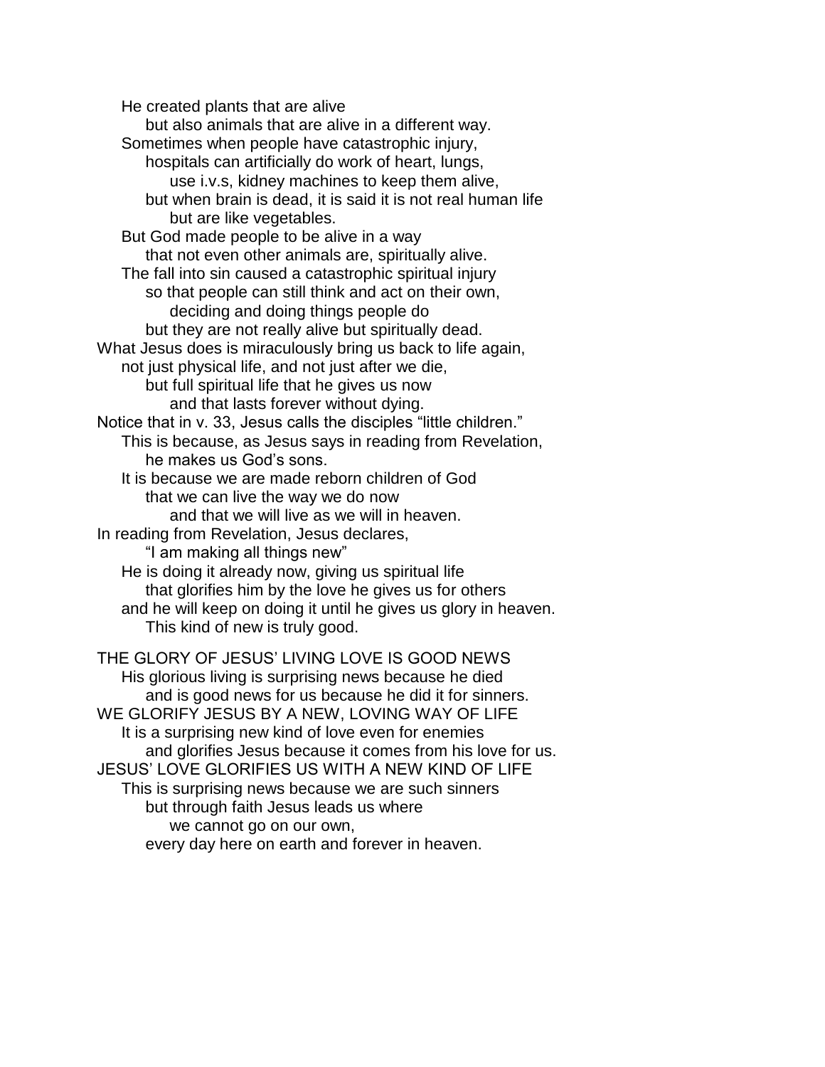He created plants that are alive
but also animals that are alive in a different way.
Sometimes when people have catastrophic injury,
hospitals can artificially do work of heart, lungs,
use i.v.s, kidney machines to keep them alive,
but when brain is dead, it is said it is not real human life
but are like vegetables.
But God made people to be alive in a way
that not even other animals are, spiritually alive.
The fall into sin caused a catastrophic spiritual injury
so that people can still think and act on their own,
deciding and doing things people do
but they are not really alive but spiritually dead.
What Jesus does is miraculously bring us back to life again,
not just physical life, and not just after we die,
but full spiritual life that he gives us now
and that lasts forever without dying.
Notice that in v. 33, Jesus calls the disciples "little children."
This is because, as Jesus says in reading from Revelation,
he makes us God's sons.
It is because we are made reborn children of God
that we can live the way we do now
and that we will live as we will in heaven.
In reading from Revelation, Jesus declares,
"I am making all things new"
He is doing it already now, giving us spiritual life
that glorifies him by the love he gives us for others
and he will keep on doing it until he gives us glory in heaven.
This kind of new is truly good.

THE GLORY OF JESUS' LIVING LOVE IS GOOD NEWS
His glorious living is surprising news because he died
and is good news for us because he did it for sinners.
WE GLORIFY JESUS BY A NEW, LOVING WAY OF LIFE
It is a surprising new kind of love even for enemies
and glorifies Jesus because it comes from his love for us.
JESUS' LOVE GLORIFIES US WITH A NEW KIND OF LIFE
This is surprising news because we are such sinners
but through faith Jesus leads us where
we cannot go on our own,
every day here on earth and forever in heaven.